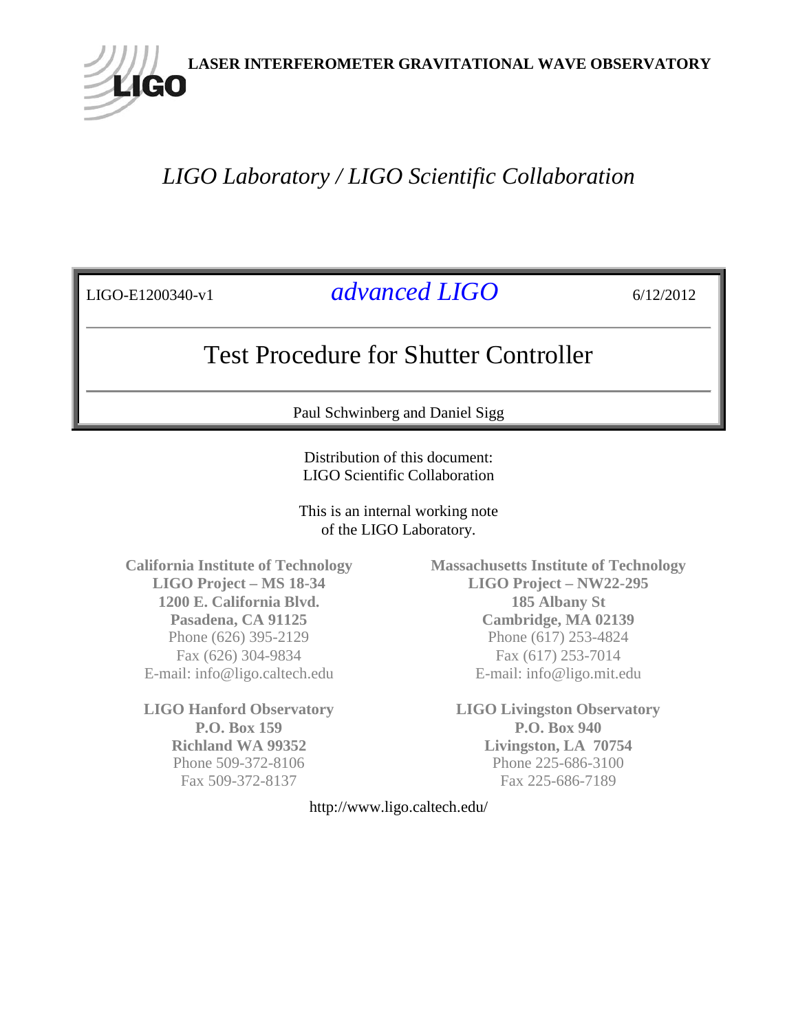**LASER INTERFEROMETER GRAVITATIONAL WAVE OBSERVATORY**

*LIGO Laboratory / LIGO Scientific Collaboration*

| LIGO-E1200340-v1 | *advanced LIGO* | 6/12/2012 |
|---|---|---|

# Test Procedure for Shutter Controller

Paul Schwinberg and Daniel Sigg

Distribution of this document:
LIGO Scientific Collaboration

This is an internal working note
of the LIGO Laboratory.

**California Institute of Technology**
**LIGO Project – MS 18-34**
**1200 E. California Blvd.**
**Pasadena, CA 91125**
Phone (626) 395-2129
Fax (626) 304-9834
E-mail: info@ligo.caltech.edu

**Massachusetts Institute of Technology**
**LIGO Project – NW22-295**
**185 Albany St**
**Cambridge, MA 02139**
Phone (617) 253-4824
Fax (617) 253-7014
E-mail: info@ligo.mit.edu

**LIGO Hanford Observatory**
**P.O. Box 159**
**Richland WA 99352**
Phone 509-372-8106
Fax 509-372-8137

**LIGO Livingston Observatory**
**P.O. Box 940**
**Livingston, LA 70754**
Phone 225-686-3100
Fax 225-686-7189

http://www.ligo.caltech.edu/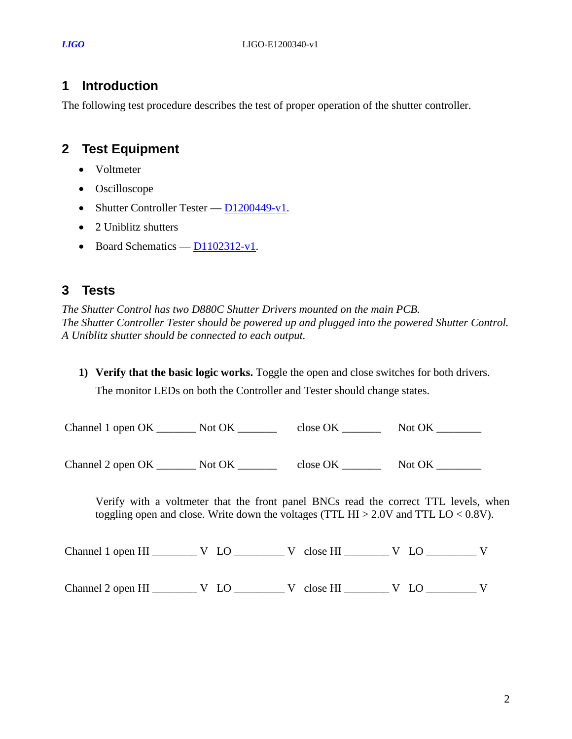# 1 Introduction

The following test procedure describes the test of proper operation of the shutter controller.

# 2 Test Equipment

- Voltmeter
- Oscilloscope
- Shutter Controller Tester — D1200449-v1.
- 2 Uniblitz shutters
- Board Schematics — D1102312-v1.

# 3 Tests

*The Shutter Control has two D880C Shutter Drivers mounted on the main PCB.*
*The Shutter Controller Tester should be powered up and plugged into the powered Shutter Control.*
*A Uniblitz shutter should be connected to each output.*

1) **Verify that the basic logic works.** Toggle the open and close switches for both drivers. The monitor LEDs on both the Controller and Tester should change states.

Channel 1 open OK _______ Not OK _______ close OK _______ Not OK ________

Channel 2 open OK _______ Not OK _______ close OK _______ Not OK ________

Verify with a voltmeter that the front panel BNCs read the correct TTL levels, when toggling open and close. Write down the voltages (TTL HI > 2.0V and TTL LO < 0.8V).

Channel 1 open HI ________ V LO _________ V close HI ________ V LO _________ V

Channel 2 open HI ________ V LO _________ V close HI ________ V LO _________ V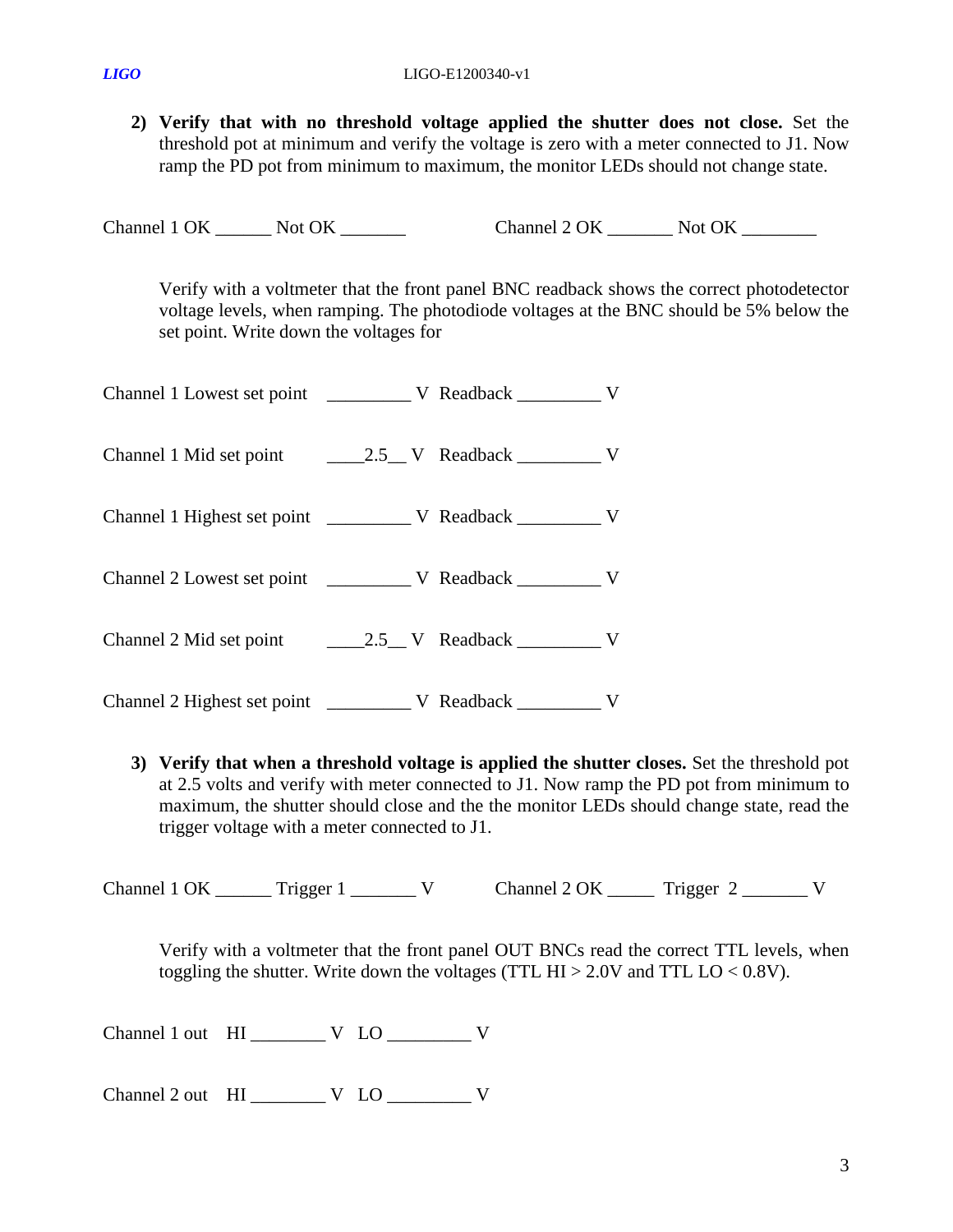2) **Verify that with no threshold voltage applied the shutter does not close.** Set the threshold pot at minimum and verify the voltage is zero with a meter connected to J1. Now ramp the PD pot from minimum to maximum, the monitor LEDs should not change state.

Channel 1 OK ______ Not OK _______ Channel 2 OK _______ Not OK ________

Verify with a voltmeter that the front panel BNC readback shows the correct photodetector voltage levels, when ramping. The photodiode voltages at the BNC should be 5% below the set point. Write down the voltages for

Channel 1 Lowest set point _________ V Readback _________ V

Channel 1 Mid set point ____2.5__ V Readback _________ V

Channel 1 Highest set point _________ V Readback _________ V

Channel 2 Lowest set point _________ V Readback _________ V

Channel 2 Mid set point ____2.5__ V Readback _________ V

Channel 2 Highest set point _________ V Readback _________ V

3) **Verify that when a threshold voltage is applied the shutter closes.** Set the threshold pot at 2.5 volts and verify with meter connected to J1. Now ramp the PD pot from minimum to maximum, the shutter should close and the the monitor LEDs should change state, read the trigger voltage with a meter connected to J1.

Channel 1 OK ______ Trigger 1 _______ V Channel 2 OK _____ Trigger 2 _______ V

Verify with a voltmeter that the front panel OUT BNCs read the correct TTL levels, when toggling the shutter. Write down the voltages (TTL HI > 2.0V and TTL LO < 0.8V).

Channel 1 out HI ________ V LO _________ V

Channel 2 out HI ________ V LO _________ V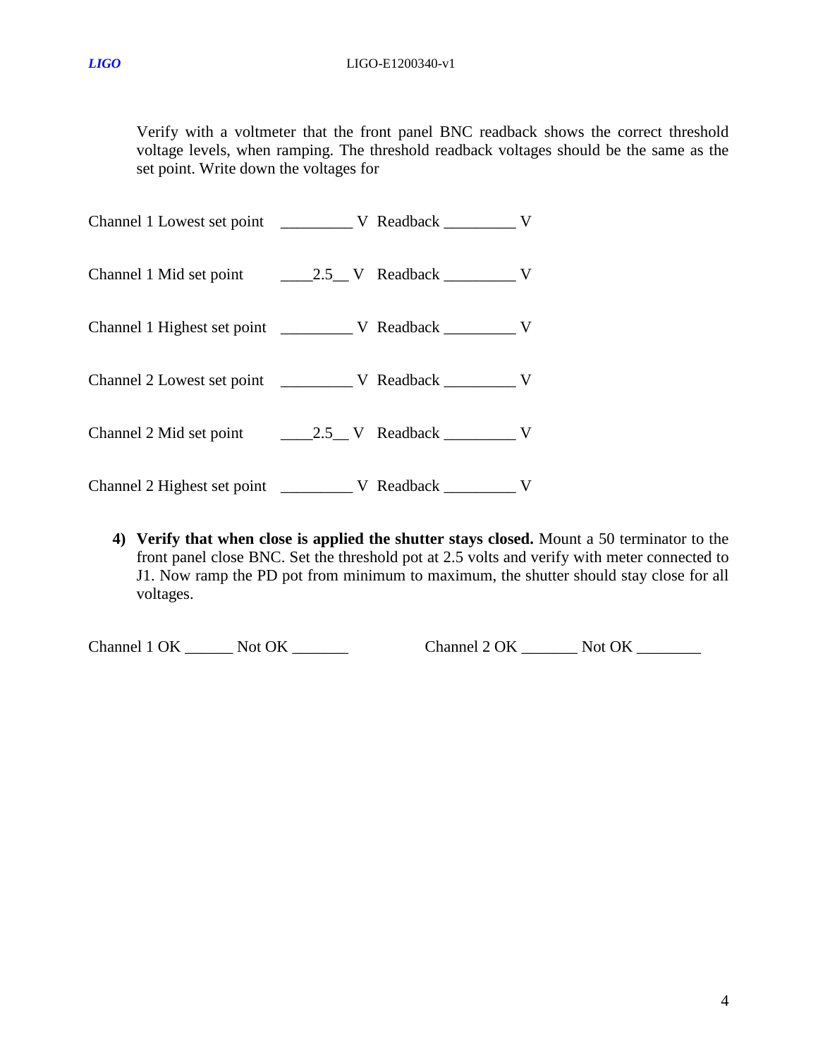Verify with a voltmeter that the front panel BNC readback shows the correct threshold voltage levels, when ramping. The threshold readback voltages should be the same as the set point. Write down the voltages for

Channel 1 Lowest set point _________ V Readback _________ V

Channel 1 Mid set point ____2.5__ V Readback _________ V

Channel 1 Highest set point _________ V Readback _________ V

Channel 2 Lowest set point _________ V Readback _________ V

Channel 2 Mid set point ____2.5__ V Readback _________ V

Channel 2 Highest set point _________ V Readback _________ V

4) **Verify that when close is applied the shutter stays closed.** Mount a 50 terminator to the front panel close BNC. Set the threshold pot at 2.5 volts and verify with meter connected to J1. Now ramp the PD pot from minimum to maximum, the shutter should stay close for all voltages.

Channel 1 OK ______ Not OK _______ Channel 2 OK _______ Not OK ________